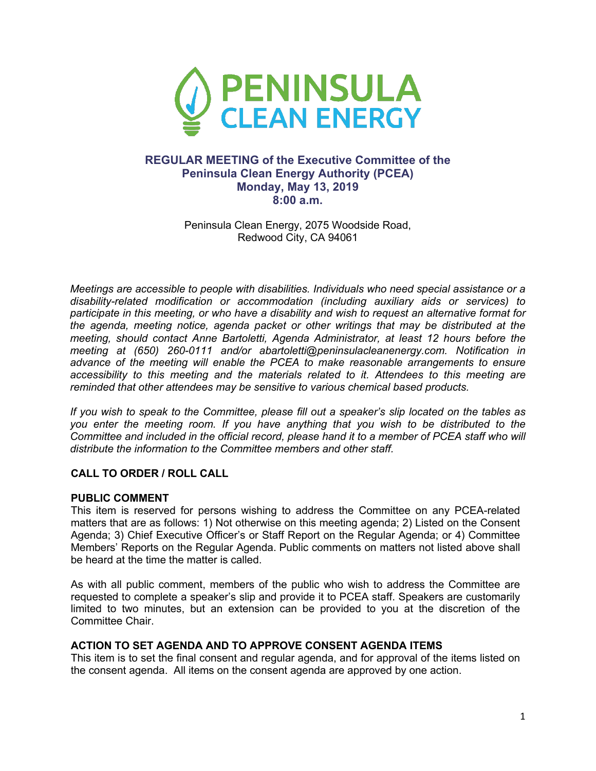PENINSULA CLEAN ENERGY

## REGULAR MEETING of the Executive Committee of the Peninsula Clean Energy Authority (PCEA)
## Monday, May 13, 2019
## 8:00 a.m.

Peninsula Clean Energy, 2075 Woodside Road,
Redwood City, CA 94061

*Meetings are accessible to people with disabilities. Individuals who need special assistance or a disability-related modification or accommodation (including auxiliary aids or services) to participate in this meeting, or who have a disability and wish to request an alternative format for the agenda, meeting notice, agenda packet or other writings that may be distributed at the meeting, should contact Anne Bartoletti, Agenda Administrator, at least 12 hours before the meeting at (650) 260-0111 and/or abartoletti@peninsulacleanenergy.com. Notification in advance of the meeting will enable the PCEA to make reasonable arrangements to ensure accessibility to this meeting and the materials related to it. Attendees to this meeting are reminded that other attendees may be sensitive to various chemical based products.*

*If you wish to speak to the Committee, please fill out a speaker's slip located on the tables as you enter the meeting room. If you have anything that you wish to be distributed to the Committee and included in the official record, please hand it to a member of PCEA staff who will distribute the information to the Committee members and other staff.*

**CALL TO ORDER / ROLL CALL**

**PUBLIC COMMENT**
This item is reserved for persons wishing to address the Committee on any PCEA-related matters that are as follows: 1) Not otherwise on this meeting agenda; 2) Listed on the Consent Agenda; 3) Chief Executive Officer's or Staff Report on the Regular Agenda; or 4) Committee Members' Reports on the Regular Agenda. Public comments on matters not listed above shall be heard at the time the matter is called.

As with all public comment, members of the public who wish to address the Committee are requested to complete a speaker's slip and provide it to PCEA staff. Speakers are customarily limited to two minutes, but an extension can be provided to you at the discretion of the Committee Chair.

**ACTION TO SET AGENDA AND TO APPROVE CONSENT AGENDA ITEMS**
This item is to set the final consent and regular agenda, and for approval of the items listed on the consent agenda. All items on the consent agenda are approved by one action.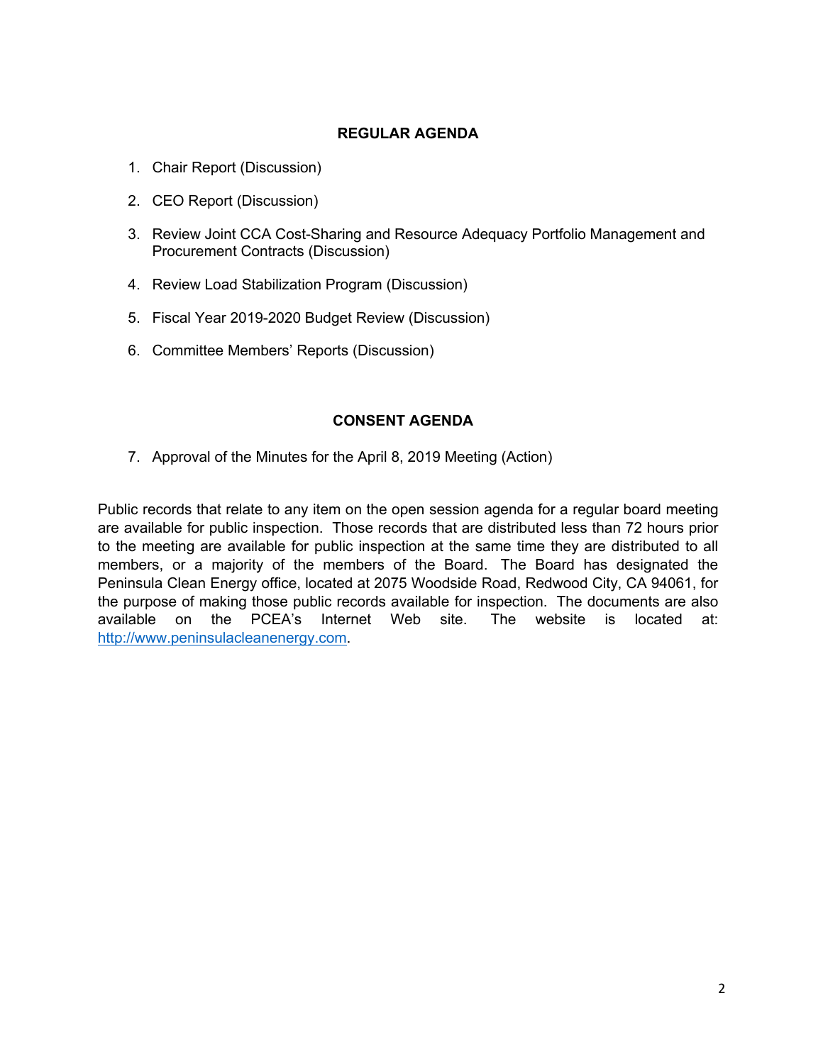## REGULAR AGENDA

1. Chair Report (Discussion)
2. CEO Report (Discussion)
3. Review Joint CCA Cost-Sharing and Resource Adequacy Portfolio Management and Procurement Contracts (Discussion)
4. Review Load Stabilization Program (Discussion)
5. Fiscal Year 2019-2020 Budget Review (Discussion)
6. Committee Members' Reports (Discussion)

## CONSENT AGENDA

7. Approval of the Minutes for the April 8, 2019 Meeting (Action)

Public records that relate to any item on the open session agenda for a regular board meeting are available for public inspection. Those records that are distributed less than 72 hours prior to the meeting are available for public inspection at the same time they are distributed to all members, or a majority of the members of the Board. The Board has designated the Peninsula Clean Energy office, located at 2075 Woodside Road, Redwood City, CA 94061, for the purpose of making those public records available for inspection. The documents are also available on the PCEA's Internet Web site. The website is located at: http://www.peninsulacleanenergy.com.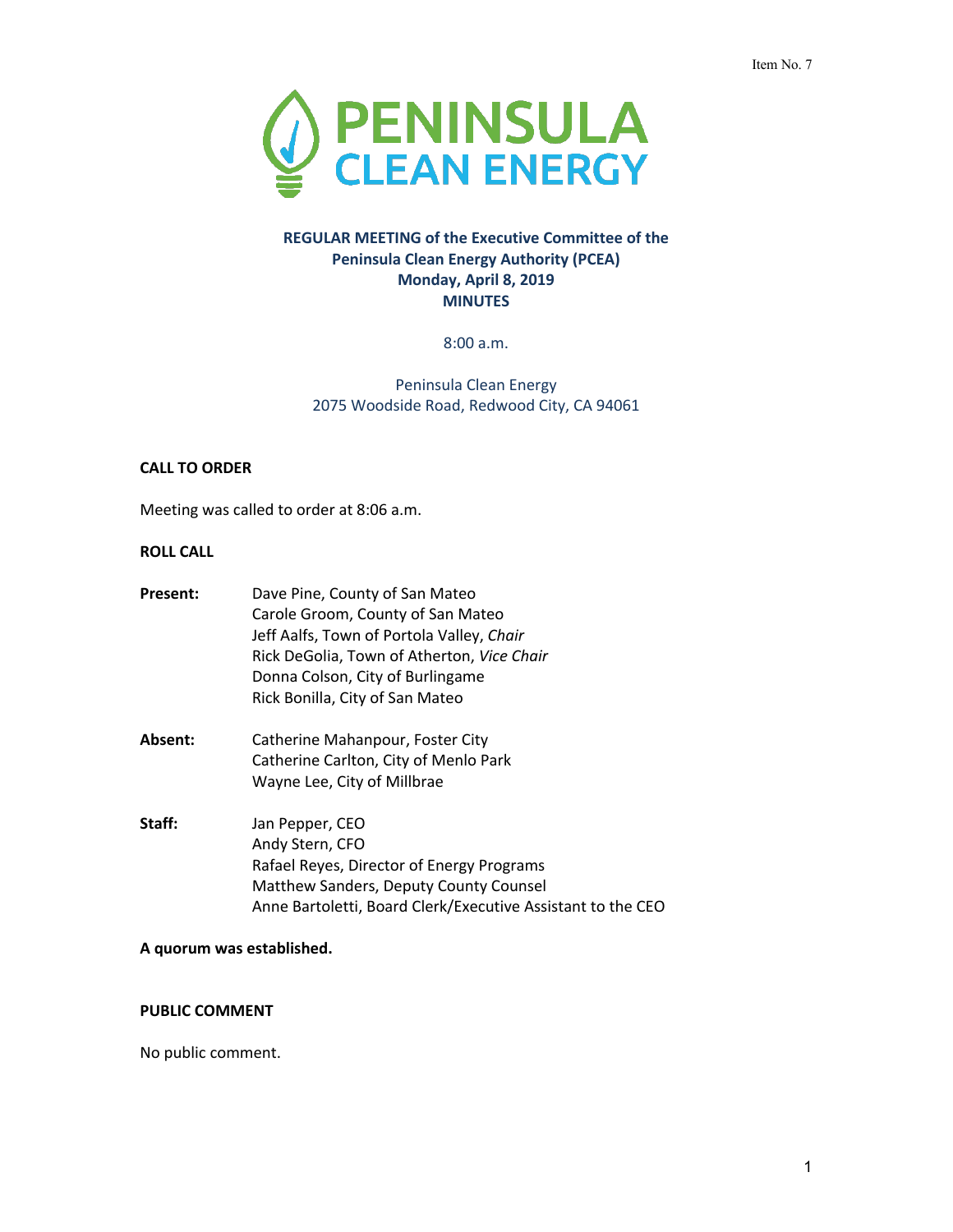Item No. 7

**PENINSULA CLEAN ENERGY**

**REGULAR MEETING of the Executive Committee of the Peninsula Clean Energy Authority (PCEA)**
**Monday, April 8, 2019**
**MINUTES**

8:00 a.m.

Peninsula Clean Energy
2075 Woodside Road, Redwood City, CA 94061

**CALL TO ORDER**

Meeting was called to order at 8:06 a.m.

**ROLL CALL**

**Present:**
Dave Pine, County of San Mateo
Carole Groom, County of San Mateo
Jeff Aalfs, Town of Portola Valley, *Chair*
Rick DeGolia, Town of Atherton, *Vice Chair*
Donna Colson, City of Burlingame
Rick Bonilla, City of San Mateo

**Absent:**
Catherine Mahanpour, Foster City
Catherine Carlton, City of Menlo Park
Wayne Lee, City of Millbrae

**Staff:**
Jan Pepper, CEO
Andy Stern, CFO
Rafael Reyes, Director of Energy Programs
Matthew Sanders, Deputy County Counsel
Anne Bartoletti, Board Clerk/Executive Assistant to the CEO

**A quorum was established.**

**PUBLIC COMMENT**

No public comment.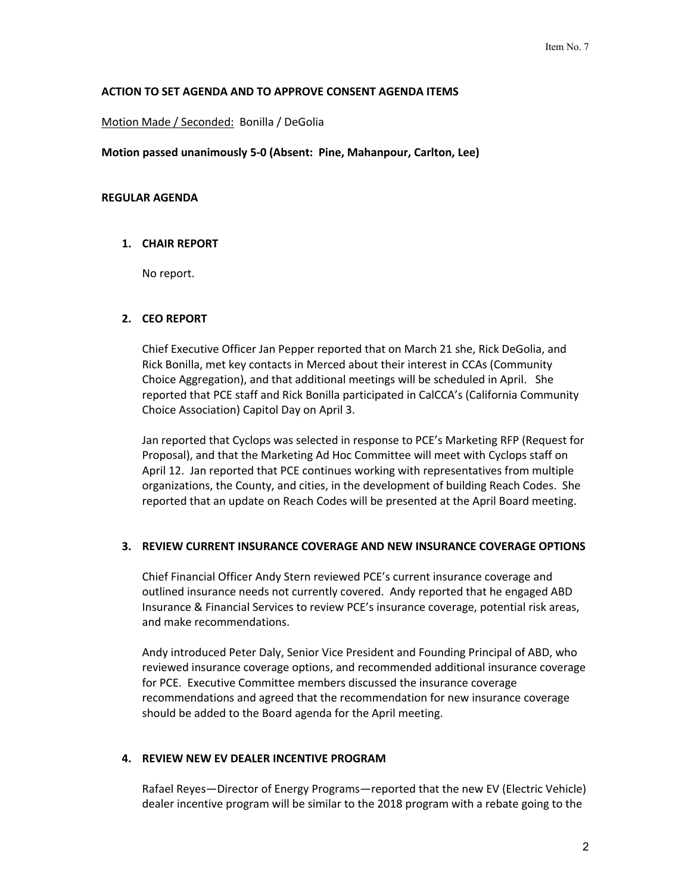**ACTION TO SET AGENDA AND TO APPROVE CONSENT AGENDA ITEMS**

Motion Made / Seconded: Bonilla / DeGolia

**Motion passed unanimously 5-0 (Absent: Pine, Mahanpour, Carlton, Lee)**

**REGULAR AGENDA**

1. **CHAIR REPORT**

   No report.

2. **CEO REPORT**

   Chief Executive Officer Jan Pepper reported that on March 21 she, Rick DeGolia, and Rick Bonilla, met key contacts in Merced about their interest in CCAs (Community Choice Aggregation), and that additional meetings will be scheduled in April. She reported that PCE staff and Rick Bonilla participated in CalCCA's (California Community Choice Association) Capitol Day on April 3.

   Jan reported that Cyclops was selected in response to PCE's Marketing RFP (Request for Proposal), and that the Marketing Ad Hoc Committee will meet with Cyclops staff on April 12. Jan reported that PCE continues working with representatives from multiple organizations, the County, and cities, in the development of building Reach Codes. She reported that an update on Reach Codes will be presented at the April Board meeting.

3. **REVIEW CURRENT INSURANCE COVERAGE AND NEW INSURANCE COVERAGE OPTIONS**

   Chief Financial Officer Andy Stern reviewed PCE's current insurance coverage and outlined insurance needs not currently covered. Andy reported that he engaged ABD Insurance & Financial Services to review PCE's insurance coverage, potential risk areas, and make recommendations.

   Andy introduced Peter Daly, Senior Vice President and Founding Principal of ABD, who reviewed insurance coverage options, and recommended additional insurance coverage for PCE. Executive Committee members discussed the insurance coverage recommendations and agreed that the recommendation for new insurance coverage should be added to the Board agenda for the April meeting.

4. **REVIEW NEW EV DEALER INCENTIVE PROGRAM**

   Rafael Reyes—Director of Energy Programs—reported that the new EV (Electric Vehicle) dealer incentive program will be similar to the 2018 program with a rebate going to the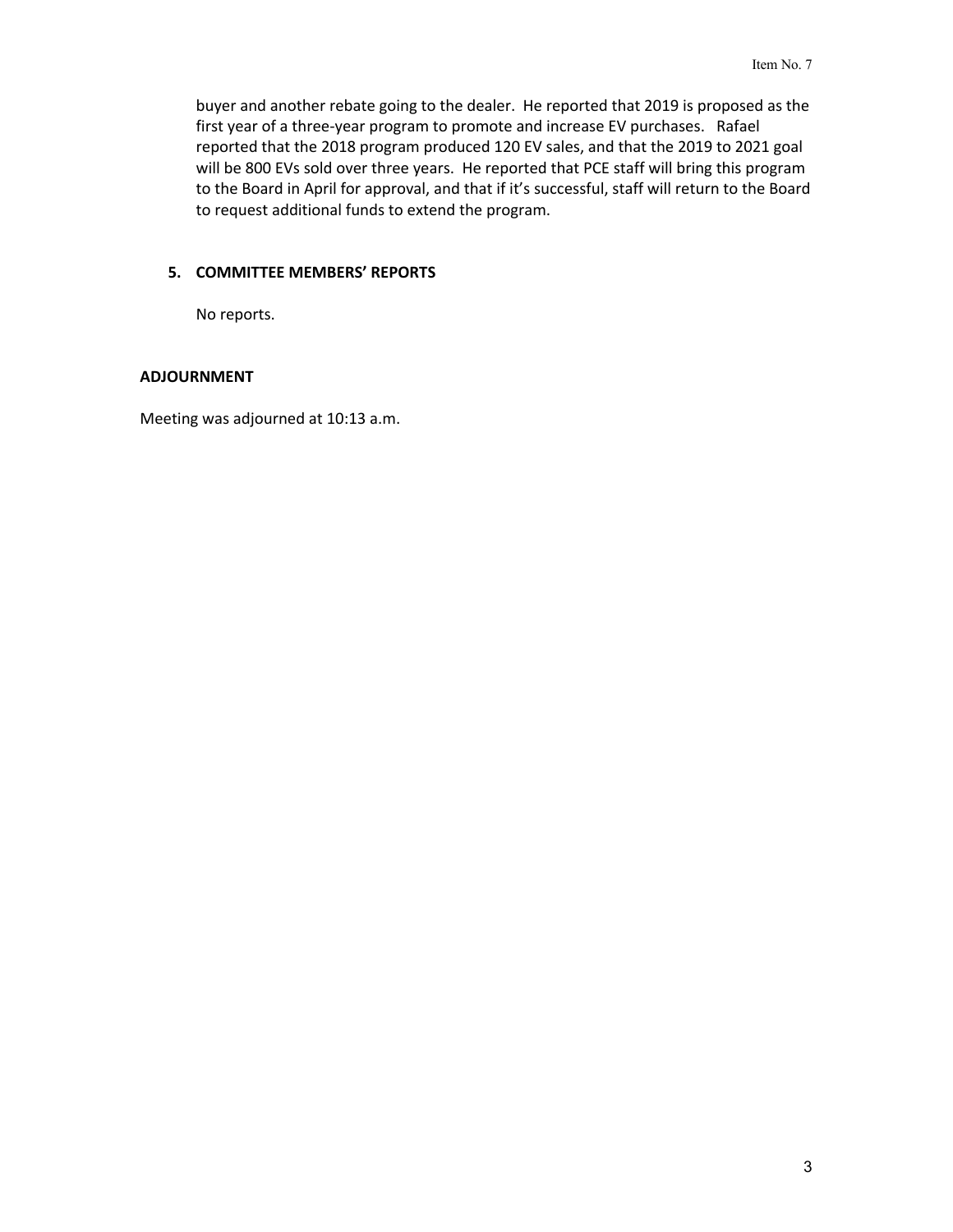buyer and another rebate going to the dealer. He reported that 2019 is proposed as the first year of a three-year program to promote and increase EV purchases. Rafael reported that the 2018 program produced 120 EV sales, and that the 2019 to 2021 goal will be 800 EVs sold over three years. He reported that PCE staff will bring this program to the Board in April for approval, and that if it's successful, staff will return to the Board to request additional funds to extend the program.

## 5. COMMITTEE MEMBERS' REPORTS

No reports.

## ADJOURNMENT

Meeting was adjourned at 10:13 a.m.